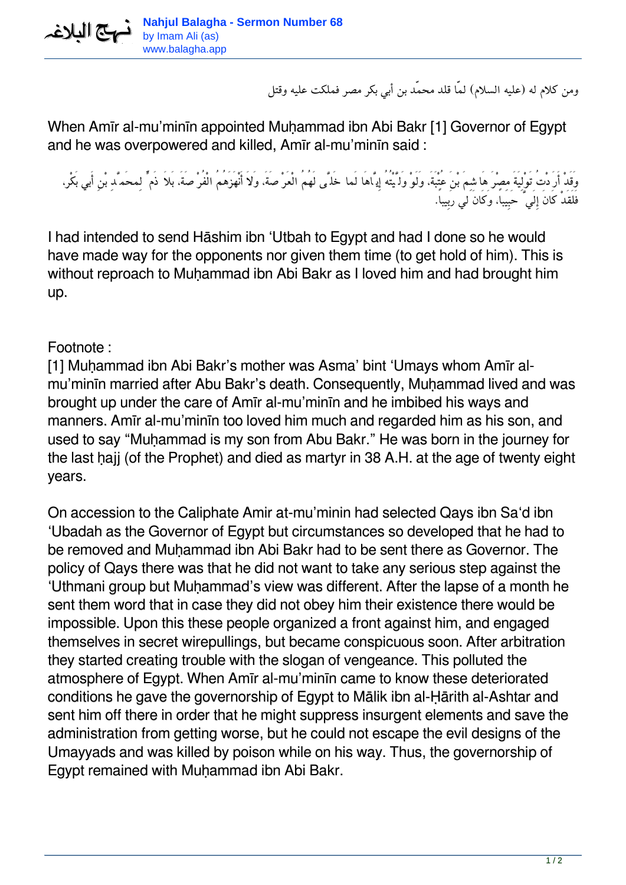ومن كلام له (عليه السلام) لمّا قلد محمّد بن أبي بكر مصر فملكت عليه وقتل

When Amīr al-mu'minīn appointed Muḥammad ibn Abi Bakr [1] Governor of Egypt and he was overpowered and killed, Amīr al-mu'minīn said :

وَقَدْ أَرَدْتُ تَوْلِيَةَ مِصْرَ هَاشِمَ بْنَ عُتْبَةَ، وَلَوْ وَلَّيْتُهُ إِيَّاهَا لَمَا خَلَّى لَهُمُ الْعَرْصَةَ، وَلاَ أَنْهَزَهُمُ الْفُرْصَةَ، بَلاَ ذَمٍّ لِمحَمَّدِ بْنِ أَبِي بَكْر، فَلَقَدْ كَانَ إِلَيَّ حَبِيباً، وَكَانَ لِي رَبِيباً.

I had intended to send Hāshim ibn 'Utbah to Egypt and had I done so he would have made way for the opponents nor given them time (to get hold of him). This is without reproach to Muḥammad ibn Abi Bakr as I loved him and had brought him up.

Footnote :

[1] Muḥammad ibn Abi Bakr's mother was Asma' bint 'Umays whom Amīr al-mu'minīn married after Abu Bakr's death. Consequently, Muḥammad lived and was brought up under the care of Amīr al-mu'minīn and he imbibed his ways and manners. Amīr al-mu'minīn too loved him much and regarded him as his son, and used to say "Muḥammad is my son from Abu Bakr." He was born in the journey for the last ḥajj (of the Prophet) and died as martyr in 38 A.H. at the age of twenty eight years.

On accession to the Caliphate Amir at-mu'minin had selected Qays ibn Sa'd ibn 'Ubadah as the Governor of Egypt but circumstances so developed that he had to be removed and Muḥammad ibn Abi Bakr had to be sent there as Governor. The policy of Qays there was that he did not want to take any serious step against the 'Uthmani group but Muḥammad's view was different. After the lapse of a month he sent them word that in case they did not obey him their existence there would be impossible. Upon this these people organized a front against him, and engaged themselves in secret wirepullings, but became conspicuous soon. After arbitration they started creating trouble with the slogan of vengeance. This polluted the atmosphere of Egypt. When Amīr al-mu'minīn came to know these deteriorated conditions he gave the governorship of Egypt to Mālik ibn al-Ḥārith al-Ashtar and sent him off there in order that he might suppress insurgent elements and save the administration from getting worse, but he could not escape the evil designs of the Umayyads and was killed by poison while on his way. Thus, the governorship of Egypt remained with Muḥammad ibn Abi Bakr.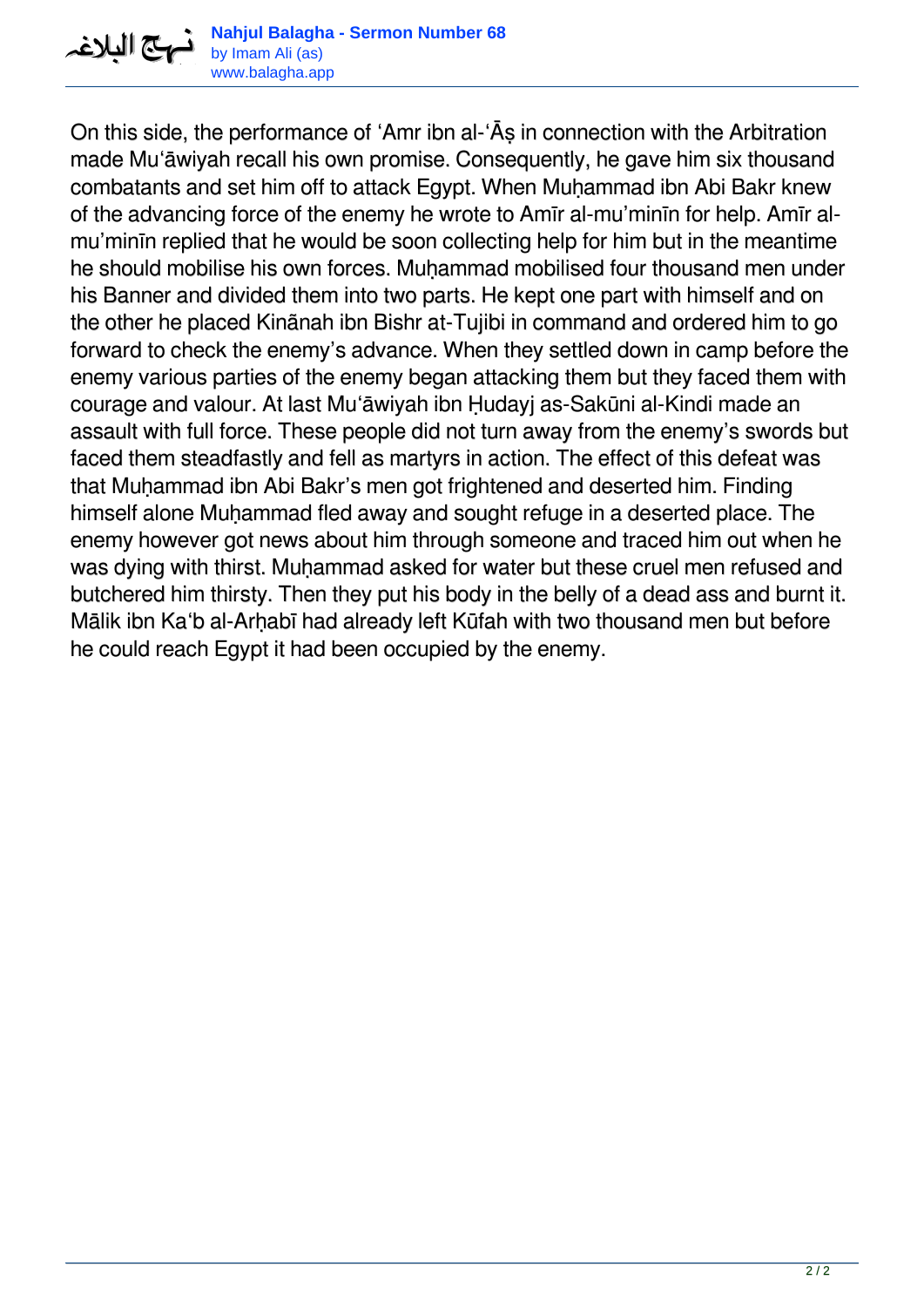On this side, the performance of ‘Amr ibn al-‘Āṣ in connection with the Arbitration made Mu‘āwiyah recall his own promise. Consequently, he gave him six thousand combatants and set him off to attack Egypt. When Muḥammad ibn Abi Bakr knew of the advancing force of the enemy he wrote to Amīr al-mu’minīn for help. Amīr al-mu’minīn replied that he would be soon collecting help for him but in the meantime he should mobilise his own forces. Muḥammad mobilised four thousand men under his Banner and divided them into two parts. He kept one part with himself and on the other he placed Kinānah ibn Bishr at-Tujibi in command and ordered him to go forward to check the enemy’s advance. When they settled down in camp before the enemy various parties of the enemy began attacking them but they faced them with courage and valour. At last Mu‘āwiyah ibn Ḥudayj as-Sakūni al-Kindi made an assault with full force. These people did not turn away from the enemy’s swords but faced them steadfastly and fell as martyrs in action. The effect of this defeat was that Muḥammad ibn Abi Bakr’s men got frightened and deserted him. Finding himself alone Muḥammad fled away and sought refuge in a deserted place. The enemy however got news about him through someone and traced him out when he was dying with thirst. Muḥammad asked for water but these cruel men refused and butchered him thirsty. Then they put his body in the belly of a dead ass and burnt it. Mālik ibn Ka‘b al-Arḥabī had already left Kūfah with two thousand men but before he could reach Egypt it had been occupied by the enemy.